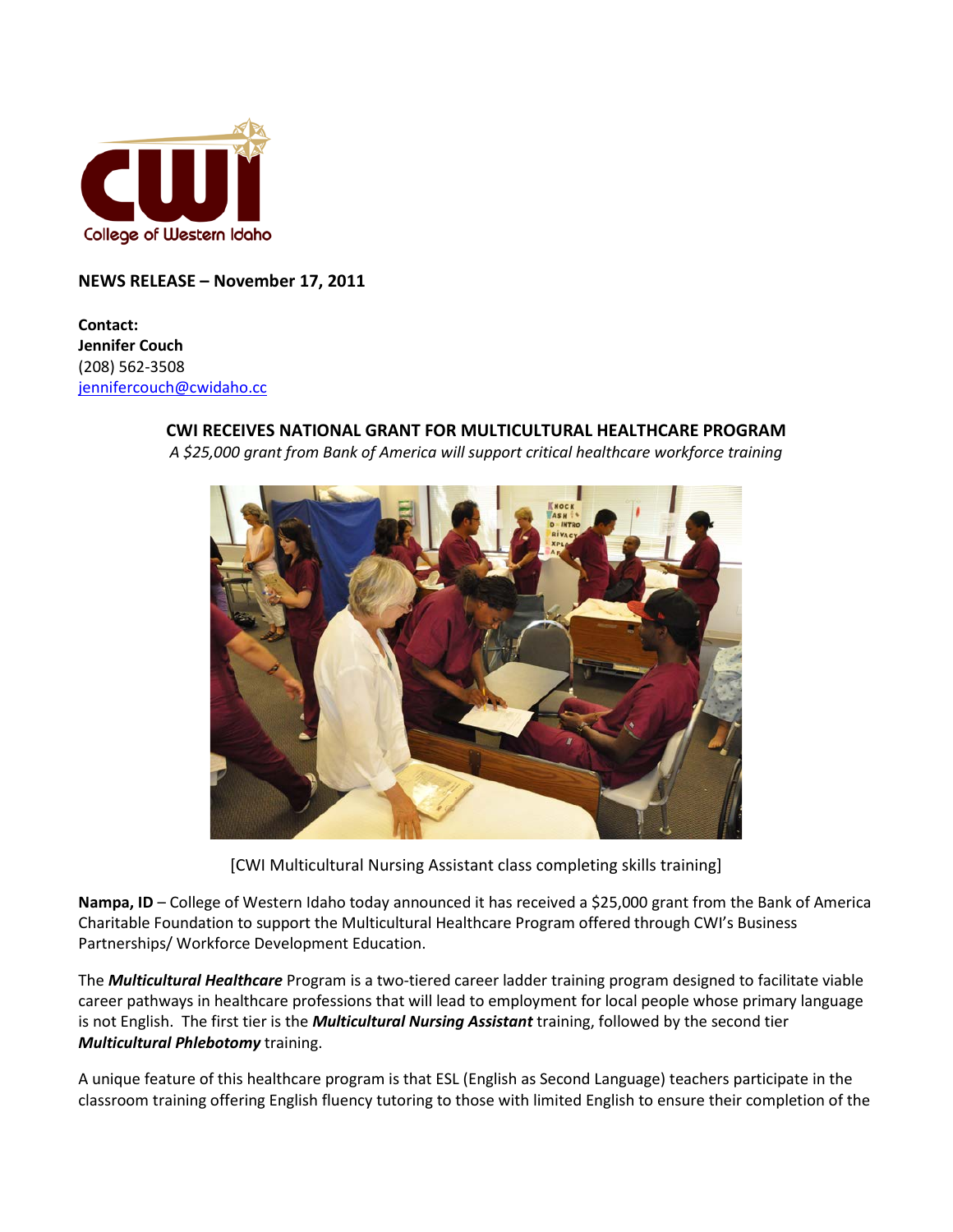**NEWS RELEASE – November 17, 2011**

**Contact:**
**Jennifer Couch**
(208) 562-3508
jennifercouch@cwidaho.cc

## CWI RECEIVES NATIONAL GRANT FOR MULTICULTURAL HEALTHCARE PROGRAM

*A $25,000 grant from Bank of America will support critical healthcare workforce training*

[CWI Multicultural Nursing Assistant class completing skills training]

**Nampa, ID** – College of Western Idaho today announced it has received a $25,000 grant from the Bank of America Charitable Foundation to support the Multicultural Healthcare Program offered through CWI's Business Partnerships/ Workforce Development Education.

The ***Multicultural Healthcare*** Program is a two-tiered career ladder training program designed to facilitate viable career pathways in healthcare professions that will lead to employment for local people whose primary language is not English. The first tier is the ***Multicultural Nursing Assistant*** training, followed by the second tier ***Multicultural Phlebotomy*** training.

A unique feature of this healthcare program is that ESL (English as Second Language) teachers participate in the classroom training offering English fluency tutoring to those with limited English to ensure their completion of the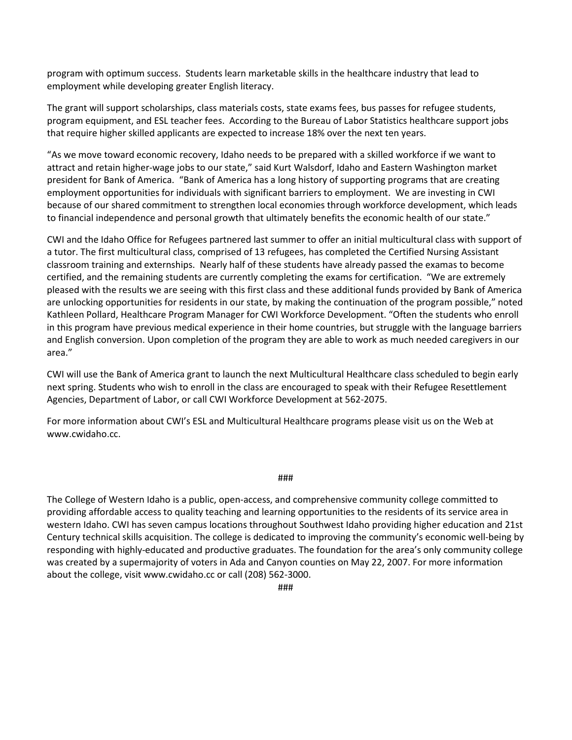program with optimum success. Students learn marketable skills in the healthcare industry that lead to employment while developing greater English literacy.

The grant will support scholarships, class materials costs, state exams fees, bus passes for refugee students, program equipment, and ESL teacher fees. According to the Bureau of Labor Statistics healthcare support jobs that require higher skilled applicants are expected to increase 18% over the next ten years.

"As we move toward economic recovery, Idaho needs to be prepared with a skilled workforce if we want to attract and retain higher-wage jobs to our state," said Kurt Walsdorf, Idaho and Eastern Washington market president for Bank of America. "Bank of America has a long history of supporting programs that are creating employment opportunities for individuals with significant barriers to employment. We are investing in CWI because of our shared commitment to strengthen local economies through workforce development, which leads to financial independence and personal growth that ultimately benefits the economic health of our state."

CWI and the Idaho Office for Refugees partnered last summer to offer an initial multicultural class with support of a tutor. The first multicultural class, comprised of 13 refugees, has completed the Certified Nursing Assistant classroom training and externships. Nearly half of these students have already passed the examas to become certified, and the remaining students are currently completing the exams for certification. "We are extremely pleased with the results we are seeing with this first class and these additional funds provided by Bank of America are unlocking opportunities for residents in our state, by making the continuation of the program possible," noted Kathleen Pollard, Healthcare Program Manager for CWI Workforce Development. "Often the students who enroll in this program have previous medical experience in their home countries, but struggle with the language barriers and English conversion. Upon completion of the program they are able to work as much needed caregivers in our area."

CWI will use the Bank of America grant to launch the next Multicultural Healthcare class scheduled to begin early next spring. Students who wish to enroll in the class are encouraged to speak with their Refugee Resettlement Agencies, Department of Labor, or call CWI Workforce Development at 562-2075.

For more information about CWI's ESL and Multicultural Healthcare programs please visit us on the Web at www.cwidaho.cc.

###

The College of Western Idaho is a public, open-access, and comprehensive community college committed to providing affordable access to quality teaching and learning opportunities to the residents of its service area in western Idaho. CWI has seven campus locations throughout Southwest Idaho providing higher education and 21st Century technical skills acquisition. The college is dedicated to improving the community's economic well-being by responding with highly-educated and productive graduates. The foundation for the area's only community college was created by a supermajority of voters in Ada and Canyon counties on May 22, 2007. For more information about the college, visit www.cwidaho.cc or call (208) 562-3000.

###